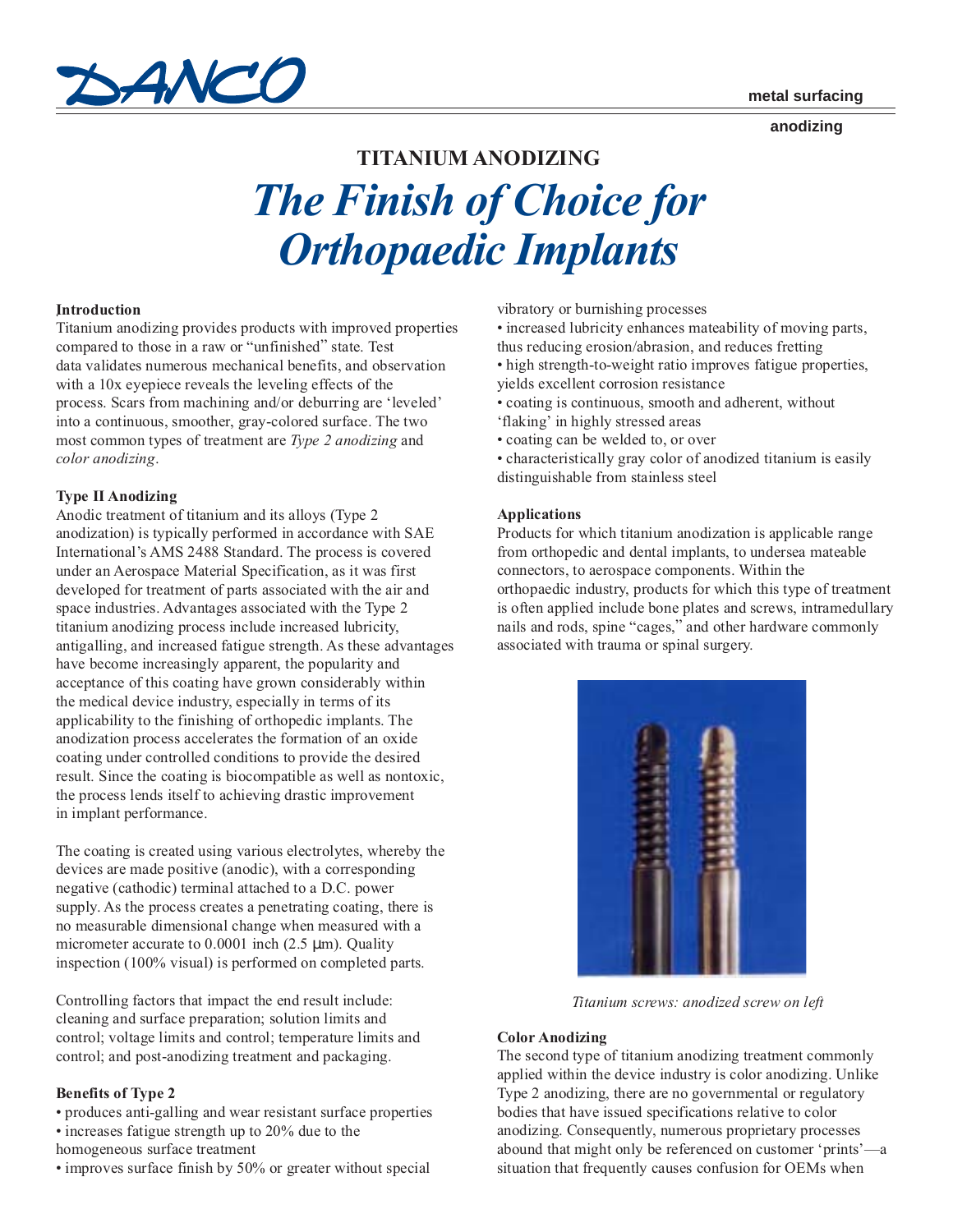DANCO

metal surfacing

anodizing

# TITANIUM ANODIZING

## *The Finish of Choice for Orthopaedic Implants*

### Introduction

Titanium anodizing provides products with improved properties compared to those in a raw or "unfinished" state. Test data validates numerous mechanical benefits, and observation with a 10x eyepiece reveals the leveling effects of the process. Scars from machining and/or deburring are 'leveled' into a continuous, smoother, gray-colored surface. The two most common types of treatment are *Type 2 anodizing* and *color anodizing*.

### Type II Anodizing

Anodic treatment of titanium and its alloys (Type 2 anodization) is typically performed in accordance with SAE International's AMS 2488 Standard. The process is covered under an Aerospace Material Specification, as it was first developed for treatment of parts associated with the air and space industries. Advantages associated with the Type 2 titanium anodizing process include increased lubricity, antigalling, and increased fatigue strength. As these advantages have become increasingly apparent, the popularity and acceptance of this coating have grown considerably within the medical device industry, especially in terms of its applicability to the finishing of orthopedic implants. The anodization process accelerates the formation of an oxide coating under controlled conditions to provide the desired result. Since the coating is biocompatible as well as nontoxic, the process lends itself to achieving drastic improvement in implant performance.

The coating is created using various electrolytes, whereby the devices are made positive (anodic), with a corresponding negative (cathodic) terminal attached to a D.C. power supply. As the process creates a penetrating coating, there is no measurable dimensional change when measured with a micrometer accurate to 0.0001 inch (2.5 µm). Quality inspection (100% visual) is performed on completed parts.

Controlling factors that impact the end result include: cleaning and surface preparation; solution limits and control; voltage limits and control; temperature limits and control; and post-anodizing treatment and packaging.

### Benefits of Type 2

- produces anti-galling and wear resistant surface properties
- increases fatigue strength up to 20% due to the homogeneous surface treatment
- improves surface finish by 50% or greater without special vibratory or burnishing processes
- increased lubricity enhances mateability of moving parts, thus reducing erosion/abrasion, and reduces fretting
- high strength-to-weight ratio improves fatigue properties, yields excellent corrosion resistance
- coating is continuous, smooth and adherent, without 'flaking' in highly stressed areas
- coating can be welded to, or over
- characteristically gray color of anodized titanium is easily distinguishable from stainless steel

### Applications

Products for which titanium anodization is applicable range from orthopedic and dental implants, to undersea mateable connectors, to aerospace components. Within the orthopaedic industry, products for which this type of treatment is often applied include bone plates and screws, intramedullary nails and rods, spine "cages," and other hardware commonly associated with trauma or spinal surgery.

*Titanium screws: anodized screw on left*

### Color Anodizing

The second type of titanium anodizing treatment commonly applied within the device industry is color anodizing. Unlike Type 2 anodizing, there are no governmental or regulatory bodies that have issued specifications relative to color anodizing. Consequently, numerous proprietary processes abound that might only be referenced on customer 'prints'—a situation that frequently causes confusion for OEMs when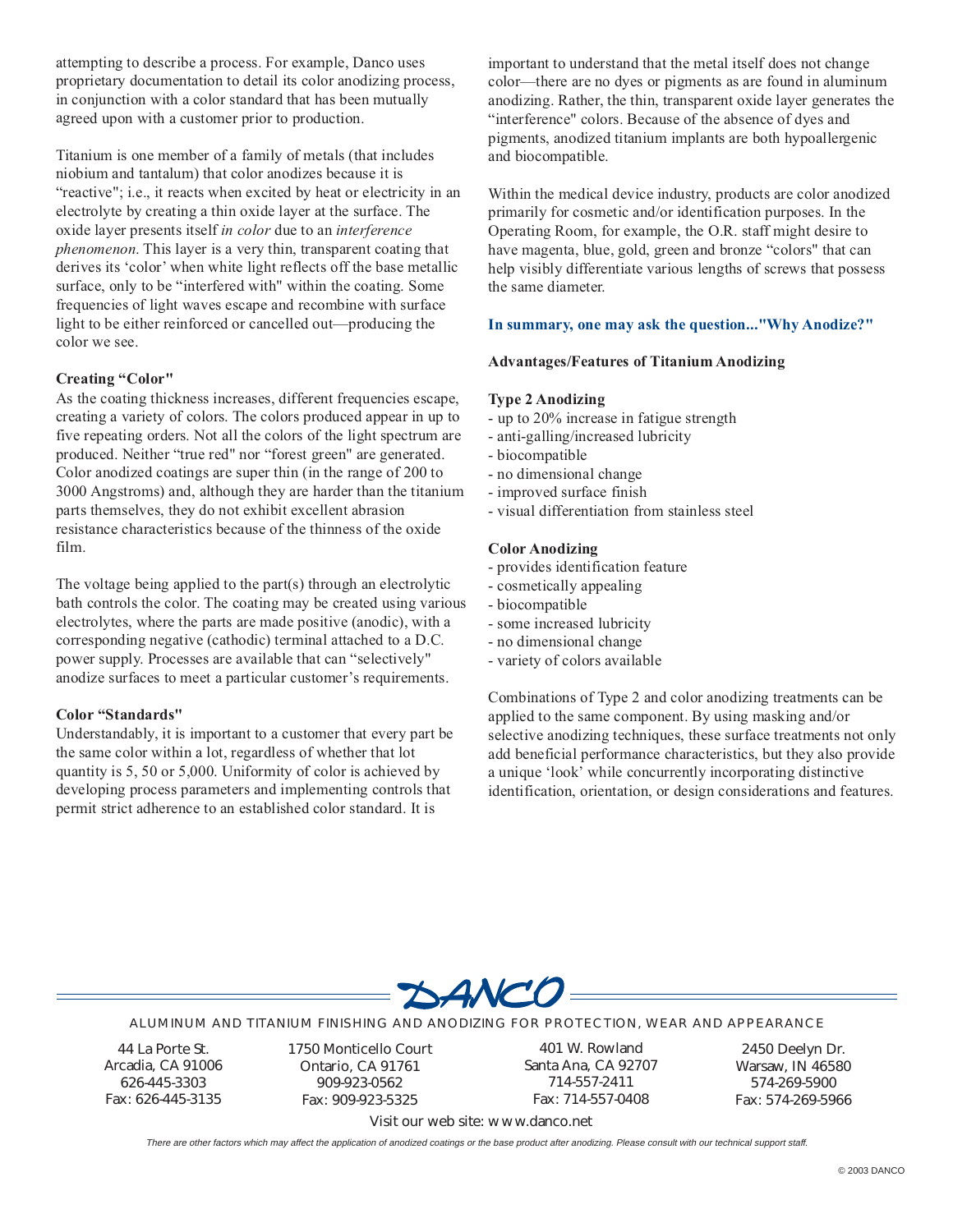attempting to describe a process. For example, Danco uses proprietary documentation to detail its color anodizing process, in conjunction with a color standard that has been mutually agreed upon with a customer prior to production.

Titanium is one member of a family of metals (that includes niobium and tantalum) that color anodizes because it is "reactive"; i.e., it reacts when excited by heat or electricity in an electrolyte by creating a thin oxide layer at the surface. The oxide layer presents itself *in color* due to an *interference phenomenon*. This layer is a very thin, transparent coating that derives its 'color' when white light reflects off the base metallic surface, only to be "interfered with" within the coating. Some frequencies of light waves escape and recombine with surface light to be either reinforced or cancelled out—producing the color we see.

**Creating "Color"**

As the coating thickness increases, different frequencies escape, creating a variety of colors. The colors produced appear in up to five repeating orders. Not all the colors of the light spectrum are produced. Neither "true red" nor "forest green" are generated. Color anodized coatings are super thin (in the range of 200 to 3000 Angstroms) and, although they are harder than the titanium parts themselves, they do not exhibit excellent abrasion resistance characteristics because of the thinness of the oxide film.

The voltage being applied to the part(s) through an electrolytic bath controls the color. The coating may be created using various electrolytes, where the parts are made positive (anodic), with a corresponding negative (cathodic) terminal attached to a D.C. power supply. Processes are available that can "selectively" anodize surfaces to meet a particular customer's requirements.

**Color "Standards"**

Understandably, it is important to a customer that every part be the same color within a lot, regardless of whether that lot quantity is 5, 50 or 5,000. Uniformity of color is achieved by developing process parameters and implementing controls that permit strict adherence to an established color standard. It is important to understand that the metal itself does not change color—there are no dyes or pigments as are found in aluminum anodizing. Rather, the thin, transparent oxide layer generates the "interference" colors. Because of the absence of dyes and pigments, anodized titanium implants are both hypoallergenic and biocompatible.

Within the medical device industry, products are color anodized primarily for cosmetic and/or identification purposes. In the Operating Room, for example, the O.R. staff might desire to have magenta, blue, gold, green and bronze "colors" that can help visibly differentiate various lengths of screws that possess the same diameter.

**In summary, one may ask the question..."Why Anodize?"**

**Advantages/Features of Titanium Anodizing**

**Type 2 Anodizing**

- up to 20% increase in fatigue strength
- anti-galling/increased lubricity
- biocompatible
- no dimensional change
- improved surface finish
- visual differentiation from stainless steel

**Color Anodizing**

- provides identification feature
- cosmetically appealing
- biocompatible
- some increased lubricity
- no dimensional change
- variety of colors available

Combinations of Type 2 and color anodizing treatments can be applied to the same component. By using masking and/or selective anodizing techniques, these surface treatments not only add beneficial performance characteristics, but they also provide a unique 'look' while concurrently incorporating distinctive identification, orientation, or design considerations and features.

DANCO

ALUMINUM AND TITANIUM FINISHING AND ANODIZING FOR PROTECTION, WEAR AND APPEARANCE

44 La Porte St.
Arcadia, CA 91006
626-445-3303
Fax: 626-445-3135

1750 Monticello Court
Ontario, CA 91761
909-923-0562
Fax: 909-923-5325

401 W. Rowland
Santa Ana, CA 92707
714-557-2411
Fax: 714-557-0408

2450 Deelyn Dr.
Warsaw, IN 46580
574-269-5900
Fax: 574-269-5966

Visit our web site: www.danco.net

*There are other factors which may affect the application of anodized coatings or the base product after anodizing. Please consult with our technical support staff.*

© 2003 DANCO